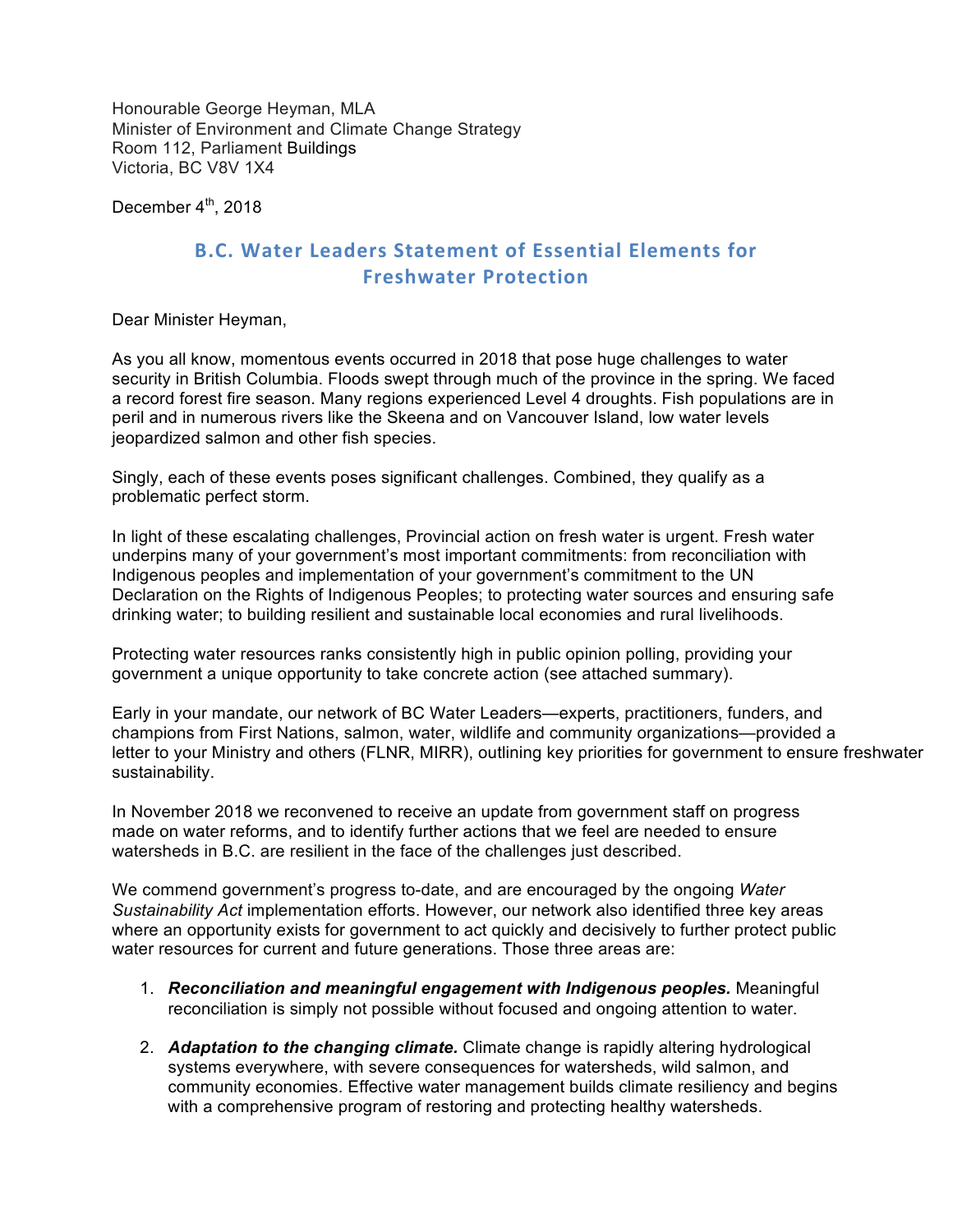Honourable George Heyman, MLA
Minister of Environment and Climate Change Strategy
Room 112, Parliament Buildings
Victoria, BC V8V 1X4

December 4th, 2018

## B.C. Water Leaders Statement of Essential Elements for Freshwater Protection

Dear Minister Heyman,

As you all know, momentous events occurred in 2018 that pose huge challenges to water security in British Columbia. Floods swept through much of the province in the spring. We faced a record forest fire season. Many regions experienced Level 4 droughts. Fish populations are in peril and in numerous rivers like the Skeena and on Vancouver Island, low water levels jeopardized salmon and other fish species.

Singly, each of these events poses significant challenges. Combined, they qualify as a problematic perfect storm.

In light of these escalating challenges, Provincial action on fresh water is urgent. Fresh water underpins many of your government's most important commitments: from reconciliation with Indigenous peoples and implementation of your government's commitment to the UN Declaration on the Rights of Indigenous Peoples; to protecting water sources and ensuring safe drinking water; to building resilient and sustainable local economies and rural livelihoods.

Protecting water resources ranks consistently high in public opinion polling, providing your government a unique opportunity to take concrete action (see attached summary).

Early in your mandate, our network of BC Water Leaders—experts, practitioners, funders, and champions from First Nations, salmon, water, wildlife and community organizations—provided a letter to your Ministry and others (FLNR, MIRR), outlining key priorities for government to ensure freshwater sustainability.

In November 2018 we reconvened to receive an update from government staff on progress made on water reforms, and to identify further actions that we feel are needed to ensure watersheds in B.C. are resilient in the face of the challenges just described.

We commend government's progress to-date, and are encouraged by the ongoing *Water Sustainability Act* implementation efforts. However, our network also identified three key areas where an opportunity exists for government to act quickly and decisively to further protect public water resources for current and future generations. Those three areas are:

1. ***Reconciliation and meaningful engagement with Indigenous peoples.*** Meaningful reconciliation is simply not possible without focused and ongoing attention to water.

2. ***Adaptation to the changing climate.*** Climate change is rapidly altering hydrological systems everywhere, with severe consequences for watersheds, wild salmon, and community economies. Effective water management builds climate resiliency and begins with a comprehensive program of restoring and protecting healthy watersheds.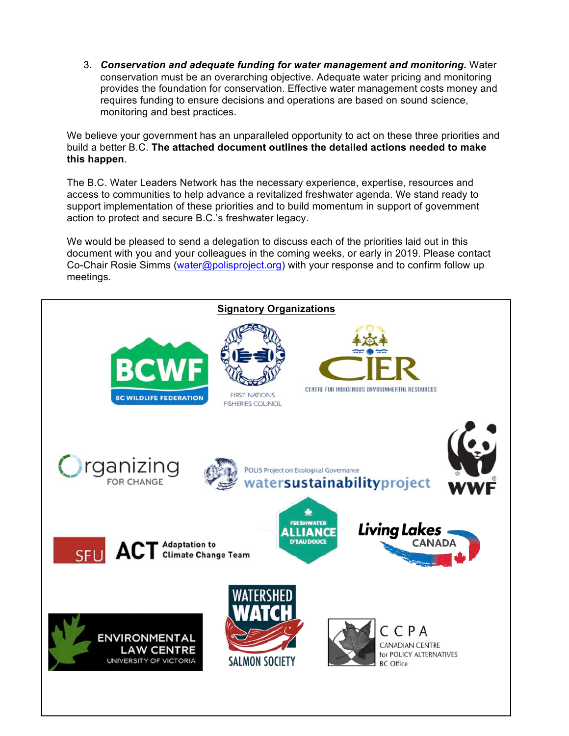3. ***Conservation and adequate funding for water management and monitoring.*** Water conservation must be an overarching objective. Adequate water pricing and monitoring provides the foundation for conservation. Effective water management costs money and requires funding to ensure decisions and operations are based on sound science, monitoring and best practices.

We believe your government has an unparalleled opportunity to act on these three priorities and build a better B.C. **The attached document outlines the detailed actions needed to make this happen**.

The B.C. Water Leaders Network has the necessary experience, expertise, resources and access to communities to help advance a revitalized freshwater agenda. We stand ready to support implementation of these priorities and to build momentum in support of government action to protect and secure B.C.'s freshwater legacy.

We would be pleased to send a delegation to discuss each of the priorities laid out in this document with you and your colleagues in the coming weeks, or early in 2019. Please contact Co-Chair Rosie Simms (water@polisproject.org) with your response and to confirm follow up meetings.

**Signatory Organizations**

BCWF BC Wildlife Federation

First Nations Fisheries Council

CIER Centre for Indigenous Environmental Resources

Organizing for Change

POLIS Project on Ecological Governance watersustainabilityproject

WWF

SFU ACT Adaptation to Climate Change Team

Freshwater Alliance D'eau Douce

Living Lakes Canada

Environmental Law Centre University of Victoria

Watershed Watch Salmon Society

CCPA Canadian Centre for Policy Alternatives BC Office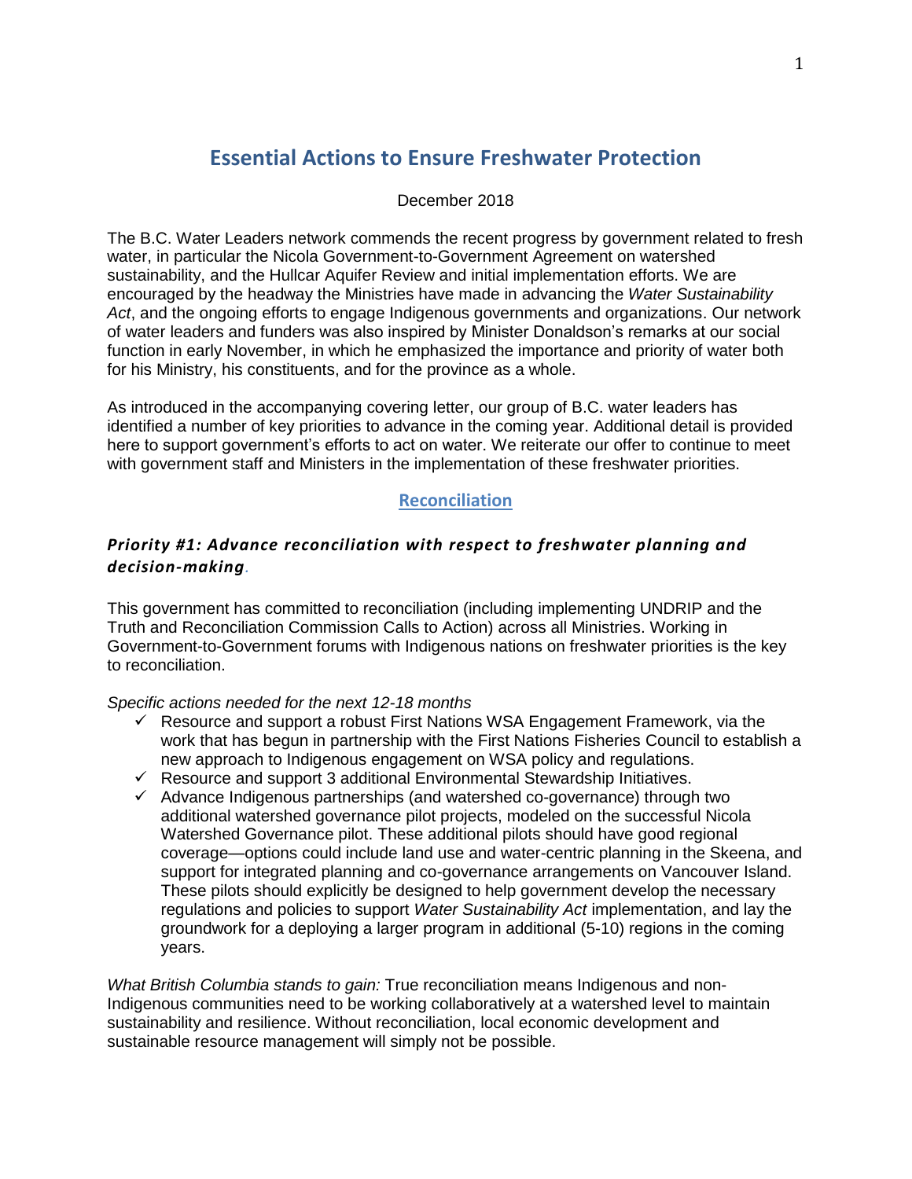# Essential Actions to Ensure Freshwater Protection

December 2018

The B.C. Water Leaders network commends the recent progress by government related to fresh water, in particular the Nicola Government-to-Government Agreement on watershed sustainability, and the Hullcar Aquifer Review and initial implementation efforts. We are encouraged by the headway the Ministries have made in advancing the *Water Sustainability Act*, and the ongoing efforts to engage Indigenous governments and organizations. Our network of water leaders and funders was also inspired by Minister Donaldson's remarks at our social function in early November, in which he emphasized the importance and priority of water both for his Ministry, his constituents, and for the province as a whole.

As introduced in the accompanying covering letter, our group of B.C. water leaders has identified a number of key priorities to advance in the coming year. Additional detail is provided here to support government's efforts to act on water. We reiterate our offer to continue to meet with government staff and Ministers in the implementation of these freshwater priorities.

## Reconciliation

### *Priority #1: Advance reconciliation with respect to freshwater planning and decision-making.*

This government has committed to reconciliation (including implementing UNDRIP and the Truth and Reconciliation Commission Calls to Action) across all Ministries. Working in Government-to-Government forums with Indigenous nations on freshwater priorities is the key to reconciliation.

*Specific actions needed for the next 12-18 months*

- ✓ Resource and support a robust First Nations WSA Engagement Framework, via the work that has begun in partnership with the First Nations Fisheries Council to establish a new approach to Indigenous engagement on WSA policy and regulations.
- ✓ Resource and support 3 additional Environmental Stewardship Initiatives.
- ✓ Advance Indigenous partnerships (and watershed co-governance) through two additional watershed governance pilot projects, modeled on the successful Nicola Watershed Governance pilot. These additional pilots should have good regional coverage—options could include land use and water-centric planning in the Skeena, and support for integrated planning and co-governance arrangements on Vancouver Island. These pilots should explicitly be designed to help government develop the necessary regulations and policies to support *Water Sustainability Act* implementation, and lay the groundwork for a deploying a larger program in additional (5-10) regions in the coming years.

*What British Columbia stands to gain:* True reconciliation means Indigenous and non-Indigenous communities need to be working collaboratively at a watershed level to maintain sustainability and resilience. Without reconciliation, local economic development and sustainable resource management will simply not be possible.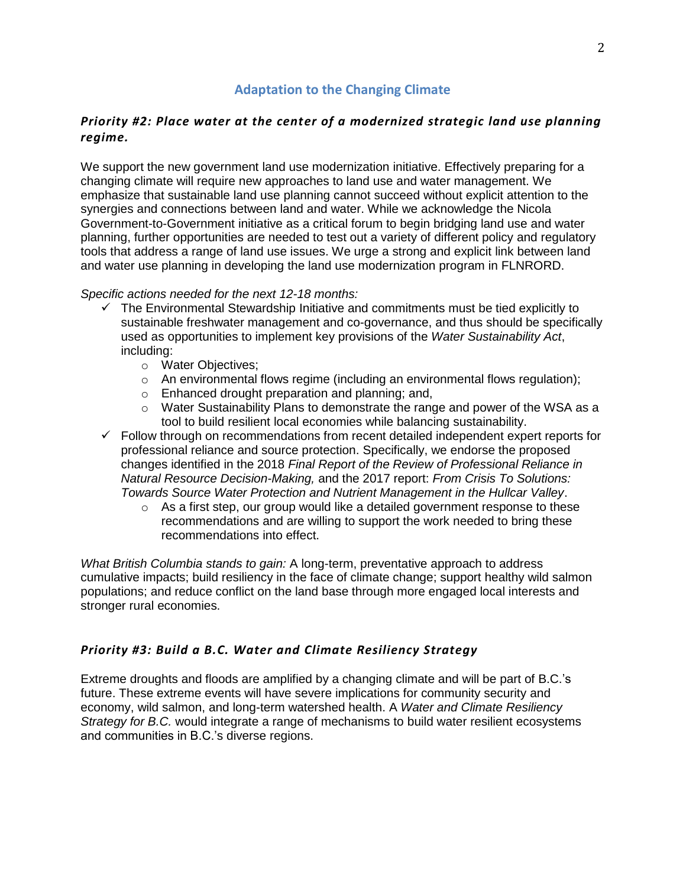## Adaptation to the Changing Climate

### ***Priority #2: Place water at the center of a modernized strategic land use planning regime.***

We support the new government land use modernization initiative. Effectively preparing for a changing climate will require new approaches to land use and water management. We emphasize that sustainable land use planning cannot succeed without explicit attention to the synergies and connections between land and water. While we acknowledge the Nicola Government-to-Government initiative as a critical forum to begin bridging land use and water planning, further opportunities are needed to test out a variety of different policy and regulatory tools that address a range of land use issues. We urge a strong and explicit link between land and water use planning in developing the land use modernization program in FLNRORD.

*Specific actions needed for the next 12-18 months:*

- ✓ The Environmental Stewardship Initiative and commitments must be tied explicitly to sustainable freshwater management and co-governance, and thus should be specifically used as opportunities to implement key provisions of the *Water Sustainability Act*, including:
  - Water Objectives;
  - An environmental flows regime (including an environmental flows regulation);
  - Enhanced drought preparation and planning; and,
  - Water Sustainability Plans to demonstrate the range and power of the WSA as a tool to build resilient local economies while balancing sustainability.
- ✓ Follow through on recommendations from recent detailed independent expert reports for professional reliance and source protection. Specifically, we endorse the proposed changes identified in the 2018 *Final Report of the Review of Professional Reliance in Natural Resource Decision-Making,* and the 2017 report: *From Crisis To Solutions: Towards Source Water Protection and Nutrient Management in the Hullcar Valley*.
  - As a first step, our group would like a detailed government response to these recommendations and are willing to support the work needed to bring these recommendations into effect.

*What British Columbia stands to gain:* A long-term, preventative approach to address cumulative impacts; build resiliency in the face of climate change; support healthy wild salmon populations; and reduce conflict on the land base through more engaged local interests and stronger rural economies.

### ***Priority #3: Build a B.C. Water and Climate Resiliency Strategy***

Extreme droughts and floods are amplified by a changing climate and will be part of B.C.'s future. These extreme events will have severe implications for community security and economy, wild salmon, and long-term watershed health. A *Water and Climate Resiliency Strategy for B.C.* would integrate a range of mechanisms to build water resilient ecosystems and communities in B.C.'s diverse regions.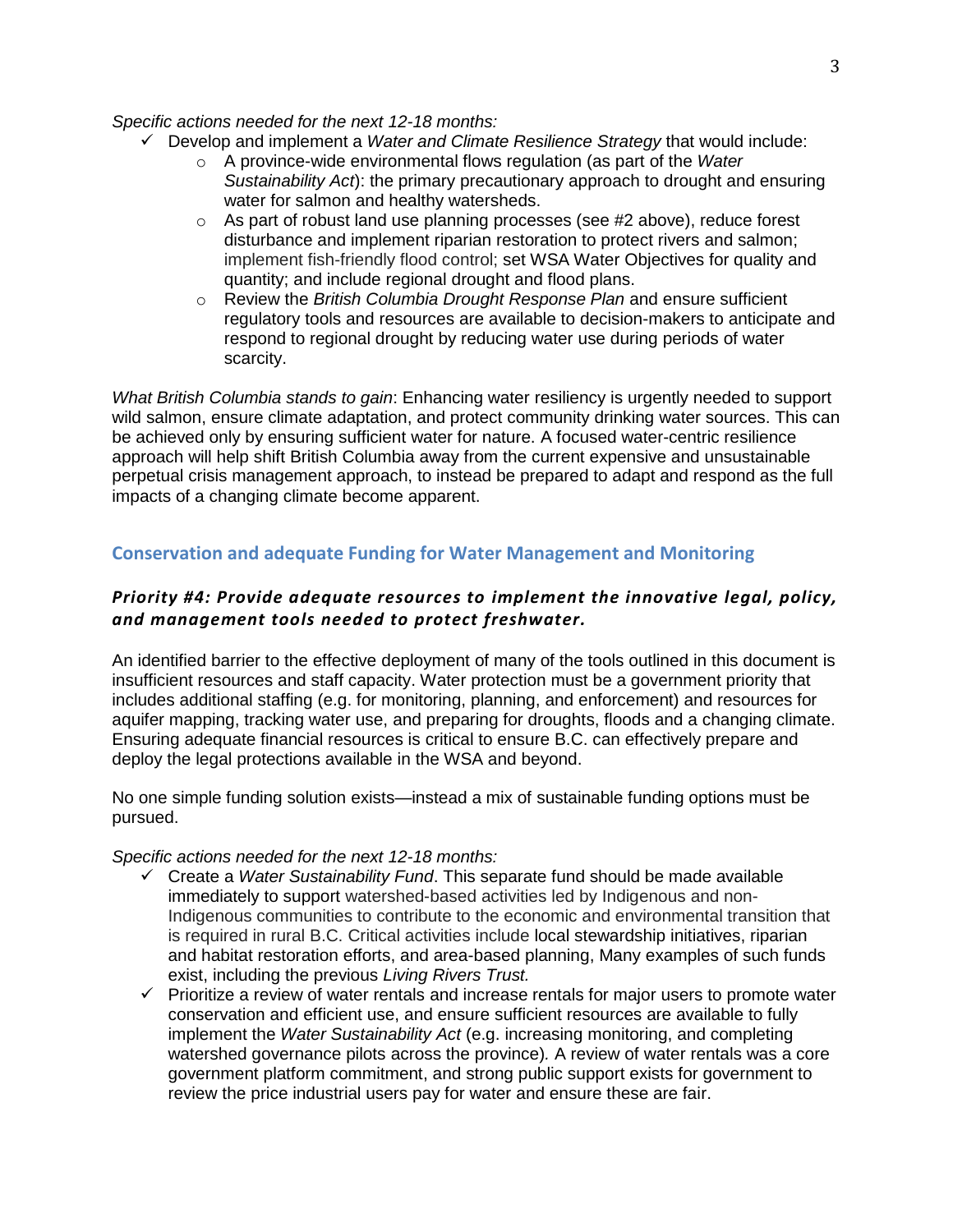*Specific actions needed for the next 12-18 months:*

- ✓ Develop and implement a *Water and Climate Resilience Strategy* that would include:
  - A province-wide environmental flows regulation (as part of the *Water Sustainability Act*): the primary precautionary approach to drought and ensuring water for salmon and healthy watersheds.
  - As part of robust land use planning processes (see #2 above), reduce forest disturbance and implement riparian restoration to protect rivers and salmon; implement fish-friendly flood control; set WSA Water Objectives for quality and quantity; and include regional drought and flood plans.
  - Review the *British Columbia Drought Response Plan* and ensure sufficient regulatory tools and resources are available to decision-makers to anticipate and respond to regional drought by reducing water use during periods of water scarcity.

*What British Columbia stands to gain*: Enhancing water resiliency is urgently needed to support wild salmon, ensure climate adaptation, and protect community drinking water sources. This can be achieved only by ensuring sufficient water for nature. A focused water-centric resilience approach will help shift British Columbia away from the current expensive and unsustainable perpetual crisis management approach, to instead be prepared to adapt and respond as the full impacts of a changing climate become apparent.

## Conservation and adequate Funding for Water Management and Monitoring

### ***Priority #4: Provide adequate resources to implement the innovative legal, policy, and management tools needed to protect freshwater.***

An identified barrier to the effective deployment of many of the tools outlined in this document is insufficient resources and staff capacity. Water protection must be a government priority that includes additional staffing (e.g. for monitoring, planning, and enforcement) and resources for aquifer mapping, tracking water use, and preparing for droughts, floods and a changing climate. Ensuring adequate financial resources is critical to ensure B.C. can effectively prepare and deploy the legal protections available in the WSA and beyond.

No one simple funding solution exists—instead a mix of sustainable funding options must be pursued.

*Specific actions needed for the next 12-18 months:*

- ✓ Create a *Water Sustainability Fund*. This separate fund should be made available immediately to support watershed-based activities led by Indigenous and non-Indigenous communities to contribute to the economic and environmental transition that is required in rural B.C. Critical activities include local stewardship initiatives, riparian and habitat restoration efforts, and area-based planning, Many examples of such funds exist, including the previous *Living Rivers Trust.*
- ✓ Prioritize a review of water rentals and increase rentals for major users to promote water conservation and efficient use, and ensure sufficient resources are available to fully implement the *Water Sustainability Act* (e.g. increasing monitoring, and completing watershed governance pilots across the province). A review of water rentals was a core government platform commitment, and strong public support exists for government to review the price industrial users pay for water and ensure these are fair.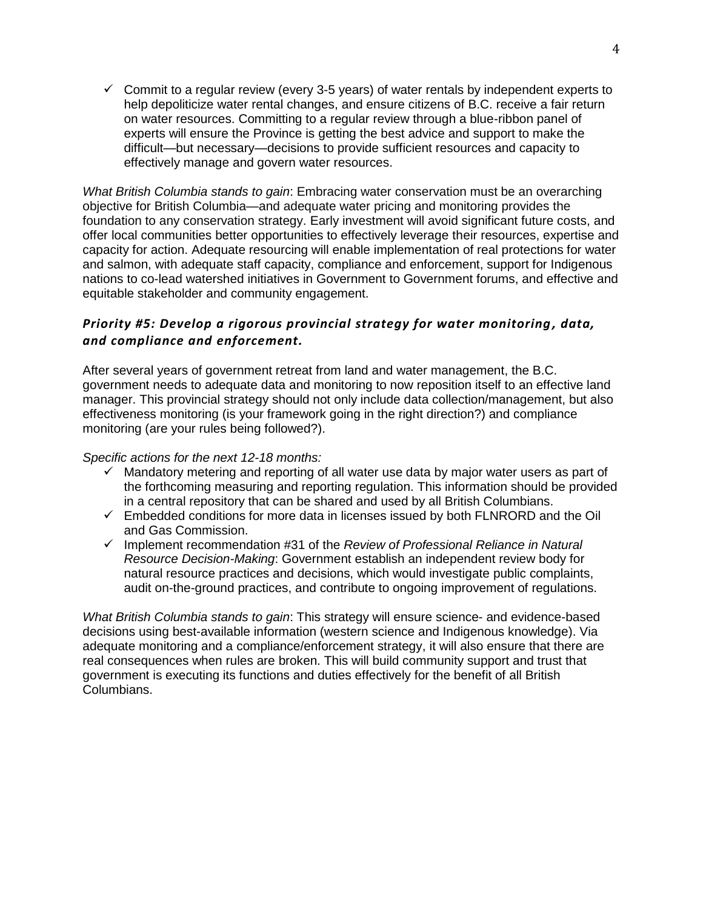- ✓ Commit to a regular review (every 3-5 years) of water rentals by independent experts to help depoliticize water rental changes, and ensure citizens of B.C. receive a fair return on water resources. Committing to a regular review through a blue-ribbon panel of experts will ensure the Province is getting the best advice and support to make the difficult—but necessary—decisions to provide sufficient resources and capacity to effectively manage and govern water resources.

*What British Columbia stands to gain*: Embracing water conservation must be an overarching objective for British Columbia—and adequate water pricing and monitoring provides the foundation to any conservation strategy. Early investment will avoid significant future costs, and offer local communities better opportunities to effectively leverage their resources, expertise and capacity for action. Adequate resourcing will enable implementation of real protections for water and salmon, with adequate staff capacity, compliance and enforcement, support for Indigenous nations to co-lead watershed initiatives in Government to Government forums, and effective and equitable stakeholder and community engagement.

### *Priority #5: Develop a rigorous provincial strategy for water monitoring, data, and compliance and enforcement.*

After several years of government retreat from land and water management, the B.C. government needs to adequate data and monitoring to now reposition itself to an effective land manager. This provincial strategy should not only include data collection/management, but also effectiveness monitoring (is your framework going in the right direction?) and compliance monitoring (are your rules being followed?).

*Specific actions for the next 12-18 months:*

- ✓ Mandatory metering and reporting of all water use data by major water users as part of the forthcoming measuring and reporting regulation. This information should be provided in a central repository that can be shared and used by all British Columbians.
- ✓ Embedded conditions for more data in licenses issued by both FLNRORD and the Oil and Gas Commission.
- ✓ Implement recommendation #31 of the *Review of Professional Reliance in Natural Resource Decision-Making*: Government establish an independent review body for natural resource practices and decisions, which would investigate public complaints, audit on-the-ground practices, and contribute to ongoing improvement of regulations.

*What British Columbia stands to gain*: This strategy will ensure science- and evidence-based decisions using best-available information (western science and Indigenous knowledge). Via adequate monitoring and a compliance/enforcement strategy, it will also ensure that there are real consequences when rules are broken. This will build community support and trust that government is executing its functions and duties effectively for the benefit of all British Columbians.